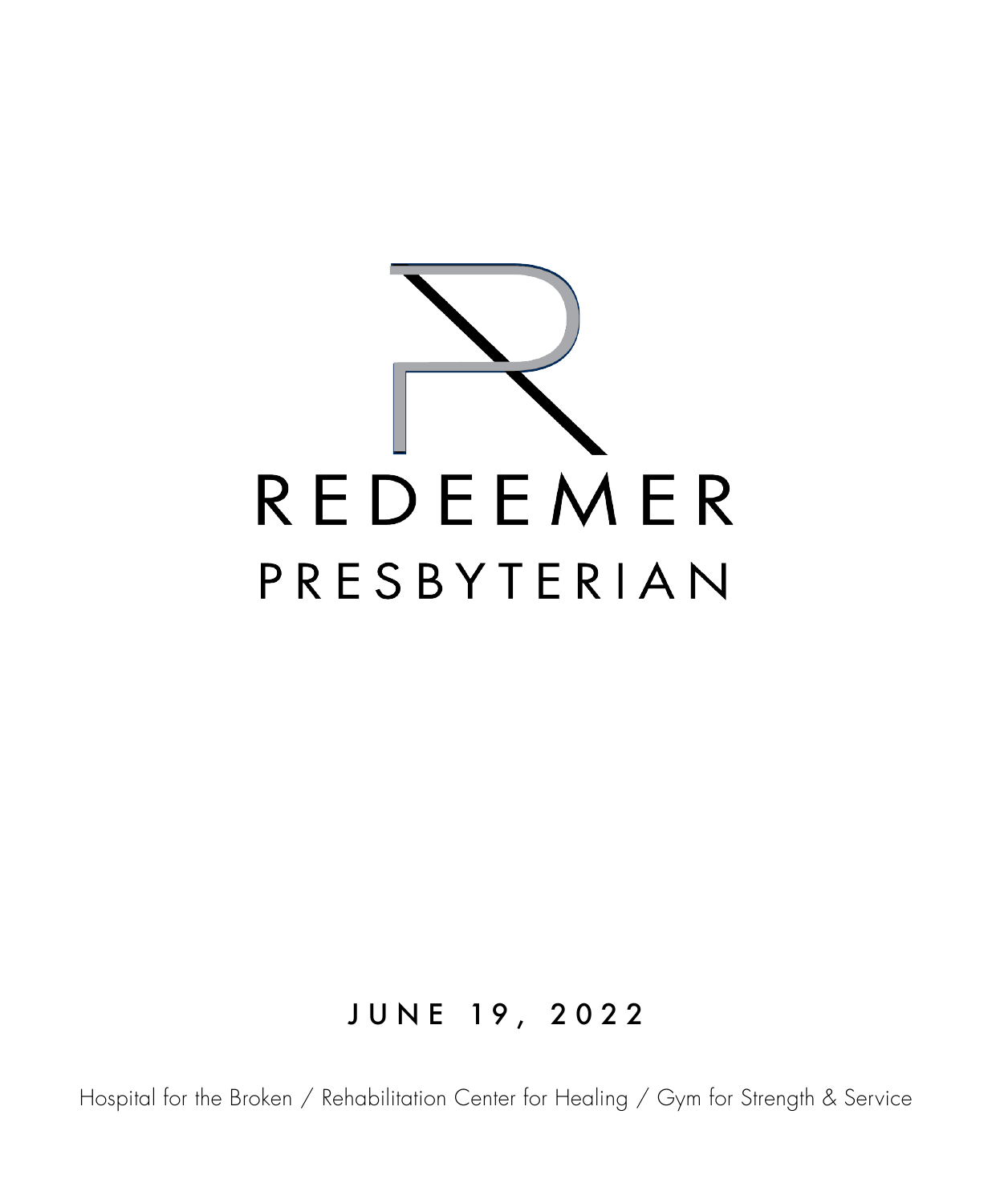# REDEEMER

## PRESBYTERIAN

JUNE 19, 2022

Hospital for the Broken / Rehabilitation Center for Healing / Gym for Strength & Service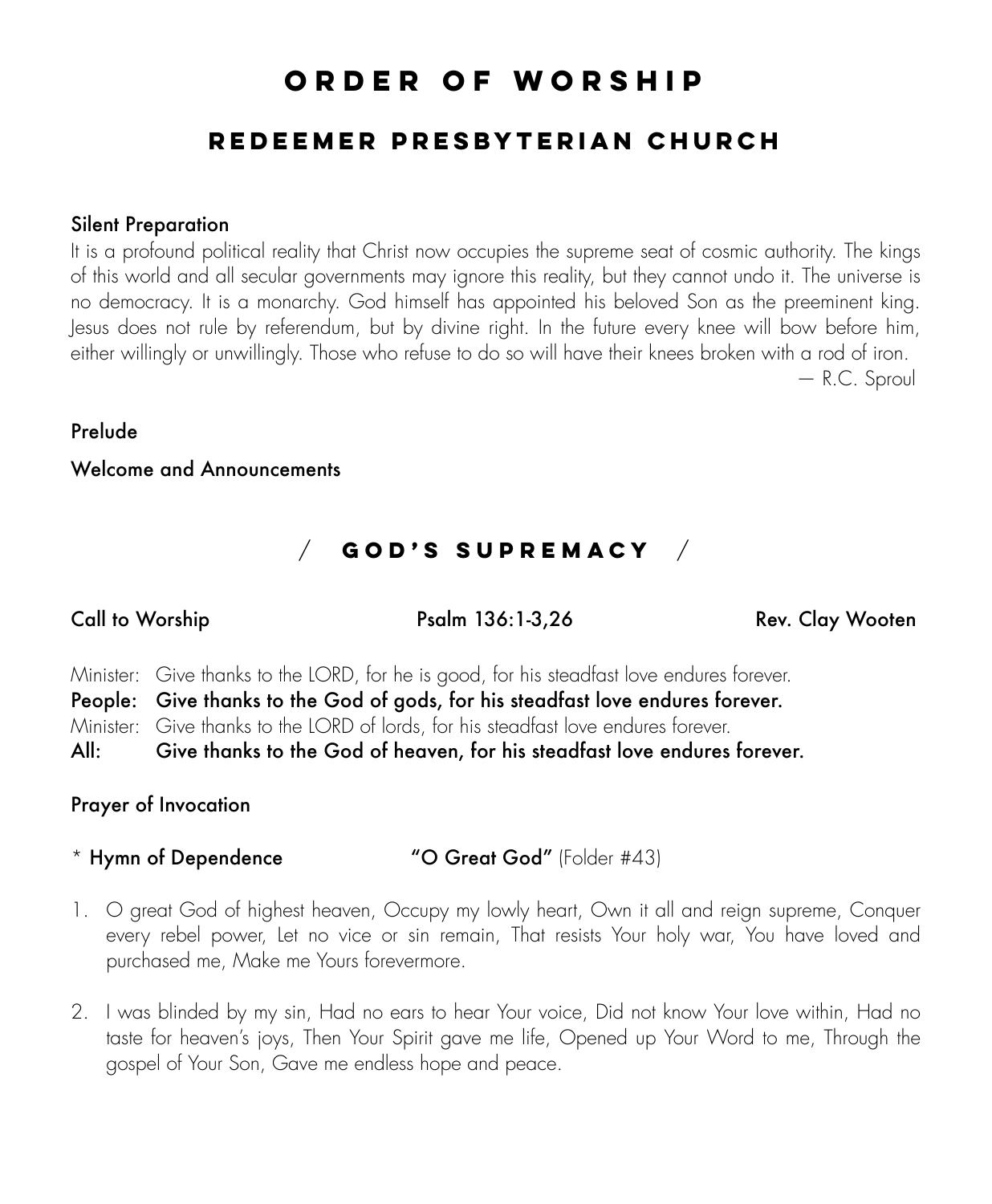# ORDER OF WORSHIP

## REDEEMER PRESBYTERIAN CHURCH

**Silent Preparation**

It is a profound political reality that Christ now occupies the supreme seat of cosmic authority. The kings of this world and all secular governments may ignore this reality, but they cannot undo it. The universe is no democracy. It is a monarchy. God himself has appointed his beloved Son as the preeminent king. Jesus does not rule by referendum, but by divine right. In the future every knee will bow before him, either willingly or unwillingly. Those who refuse to do so will have their knees broken with a rod of iron.

— R.C. Sproul

**Prelude**

**Welcome and Announcements**

## / GOD'S SUPREMACY /

**Call to Worship** — **Psalm 136:1-3,26** — **Rev. Clay Wooten**

Minister: Give thanks to the LORD, for he is good, for his steadfast love endures forever.

**People: Give thanks to the God of gods, for his steadfast love endures forever.**

Minister: Give thanks to the LORD of lords, for his steadfast love endures forever.

**All: Give thanks to the God of heaven, for his steadfast love endures forever.**

**Prayer of Invocation**

\* **Hymn of Dependence** — **"O Great God"** (Folder #43)

1. O great God of highest heaven, Occupy my lowly heart, Own it all and reign supreme, Conquer every rebel power, Let no vice or sin remain, That resists Your holy war, You have loved and purchased me, Make me Yours forevermore.

2. I was blinded by my sin, Had no ears to hear Your voice, Did not know Your love within, Had no taste for heaven's joys, Then Your Spirit gave me life, Opened up Your Word to me, Through the gospel of Your Son, Gave me endless hope and peace.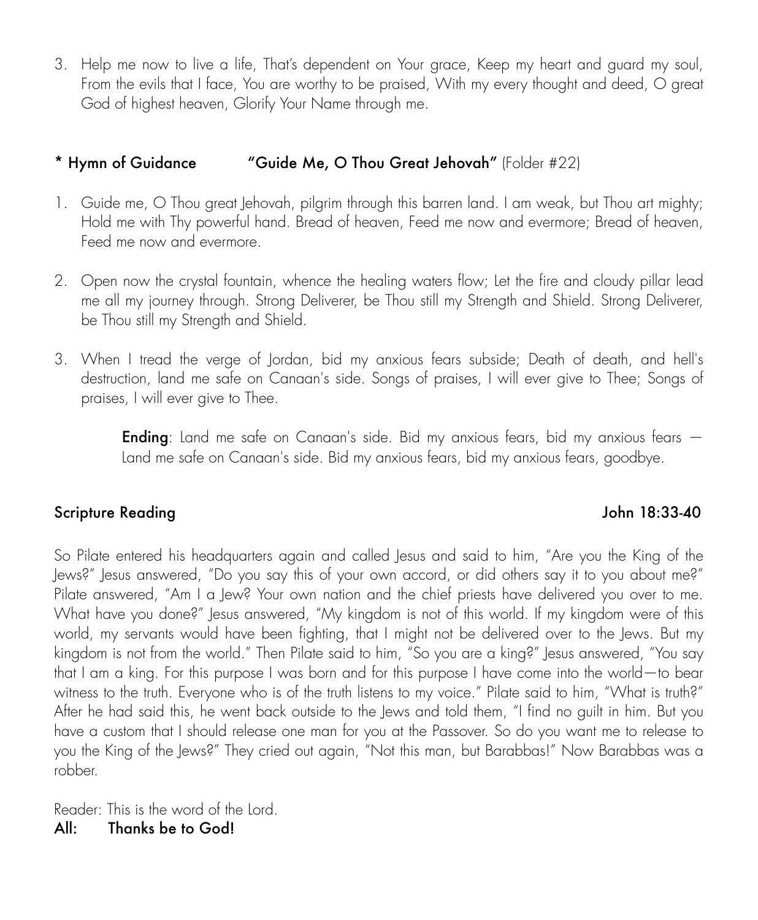3. Help me now to live a life, That's dependent on Your grace, Keep my heart and guard my soul, From the evils that I face, You are worthy to be praised, With my every thought and deed, O great God of highest heaven, Glorify Your Name through me.

## * Hymn of Guidance **"Guide Me, O Thou Great Jehovah"** (Folder #22)

1. Guide me, O Thou great Jehovah, pilgrim through this barren land. I am weak, but Thou art mighty; Hold me with Thy powerful hand. Bread of heaven, Feed me now and evermore; Bread of heaven, Feed me now and evermore.

2. Open now the crystal fountain, whence the healing waters flow; Let the fire and cloudy pillar lead me all my journey through. Strong Deliverer, be Thou still my Strength and Shield. Strong Deliverer, be Thou still my Strength and Shield.

3. When I tread the verge of Jordan, bid my anxious fears subside; Death of death, and hell's destruction, land me safe on Canaan's side. Songs of praises, I will ever give to Thee; Songs of praises, I will ever give to Thee.

    **Ending**: Land me safe on Canaan's side. Bid my anxious fears, bid my anxious fears — Land me safe on Canaan's side. Bid my anxious fears, bid my anxious fears, goodbye.

## Scripture Reading John 18:33-40

So Pilate entered his headquarters again and called Jesus and said to him, "Are you the King of the Jews?" Jesus answered, "Do you say this of your own accord, or did others say it to you about me?" Pilate answered, "Am I a Jew? Your own nation and the chief priests have delivered you over to me. What have you done?" Jesus answered, "My kingdom is not of this world. If my kingdom were of this world, my servants would have been fighting, that I might not be delivered over to the Jews. But my kingdom is not from the world." Then Pilate said to him, "So you are a king?" Jesus answered, "You say that I am a king. For this purpose I was born and for this purpose I have come into the world—to bear witness to the truth. Everyone who is of the truth listens to my voice." Pilate said to him, "What is truth?" After he had said this, he went back outside to the Jews and told them, "I find no guilt in him. But you have a custom that I should release one man for you at the Passover. So do you want me to release to you the King of the Jews?" They cried out again, "Not this man, but Barabbas!" Now Barabbas was a robber.

Reader: This is the word of the Lord.
**All: Thanks be to God!**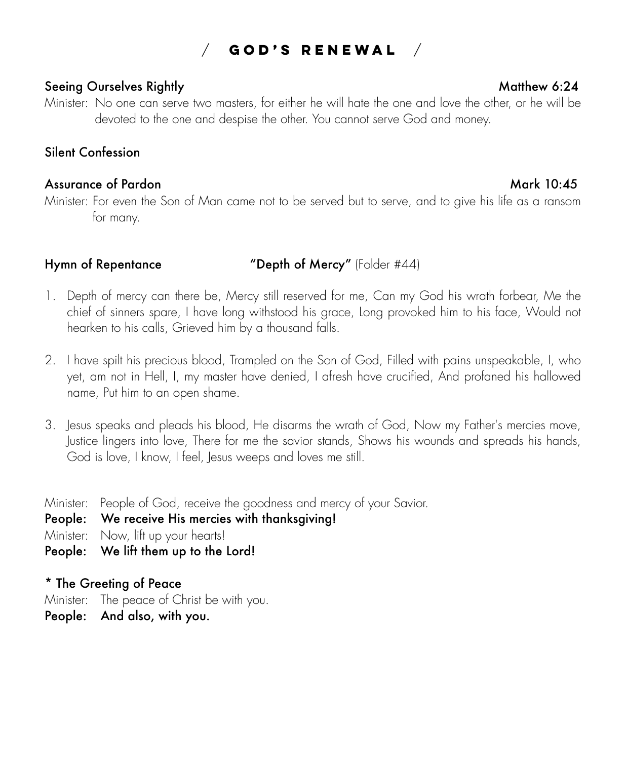# / GOD'S RENEWAL /

**Seeing Ourselves Rightly** Matthew 6:24

Minister: No one can serve two masters, for either he will hate the one and love the other, or he will be devoted to the one and despise the other. You cannot serve God and money.

**Silent Confession**

**Assurance of Pardon** Mark 10:45

Minister: For even the Son of Man came not to be served but to serve, and to give his life as a ransom for many.

**Hymn of Repentance** **"Depth of Mercy"** (Folder #44)

1. Depth of mercy can there be, Mercy still reserved for me, Can my God his wrath forbear, Me the chief of sinners spare, I have long withstood his grace, Long provoked him to his face, Would not hearken to his calls, Grieved him by a thousand falls.

2. I have spilt his precious blood, Trampled on the Son of God, Filled with pains unspeakable, I, who yet, am not in Hell, I, my master have denied, I afresh have crucified, And profaned his hallowed name, Put him to an open shame.

3. Jesus speaks and pleads his blood, He disarms the wrath of God, Now my Father's mercies move, Justice lingers into love, There for me the savior stands, Shows his wounds and spreads his hands, God is love, I know, I feel, Jesus weeps and loves me still.

Minister: People of God, receive the goodness and mercy of your Savior.
**People: We receive His mercies with thanksgiving!**
Minister: Now, lift up your hearts!
**People: We lift them up to the Lord!**

**\* The Greeting of Peace**

Minister: The peace of Christ be with you.
**People: And also, with you.**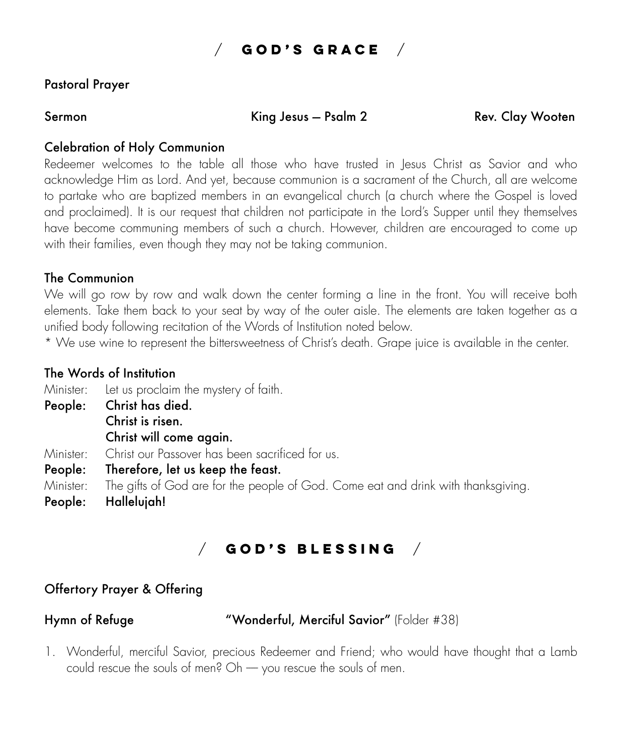## / GOD'S GRACE /

**Pastoral Prayer**

**Sermon** **King Jesus – Psalm 2** **Rev. Clay Wooten**

**Celebration of Holy Communion**

Redeemer welcomes to the table all those who have trusted in Jesus Christ as Savior and who acknowledge Him as Lord. And yet, because communion is a sacrament of the Church, all are welcome to partake who are baptized members in an evangelical church (a church where the Gospel is loved and proclaimed). It is our request that children not participate in the Lord's Supper until they themselves have become communing members of such a church. However, children are encouraged to come up with their families, even though they may not be taking communion.

**The Communion**

We will go row by row and walk down the center forming a line in the front. You will receive both elements. Take them back to your seat by way of the outer aisle. The elements are taken together as a unified body following recitation of the Words of Institution noted below.

* We use wine to represent the bittersweetness of Christ's death. Grape juice is available in the center.

**The Words of Institution**

Minister: Let us proclaim the mystery of faith.

**People: Christ has died.**
**Christ is risen.**
**Christ will come again.**

Minister: Christ our Passover has been sacrificed for us.

**People: Therefore, let us keep the feast.**

Minister: The gifts of God are for the people of God. Come eat and drink with thanksgiving.

**People: Hallelujah!**

## / GOD'S BLESSING /

**Offertory Prayer & Offering**

**Hymn of Refuge** **"Wonderful, Merciful Savior"** (Folder #38)

1. Wonderful, merciful Savior, precious Redeemer and Friend; who would have thought that a Lamb could rescue the souls of men? Oh — you rescue the souls of men.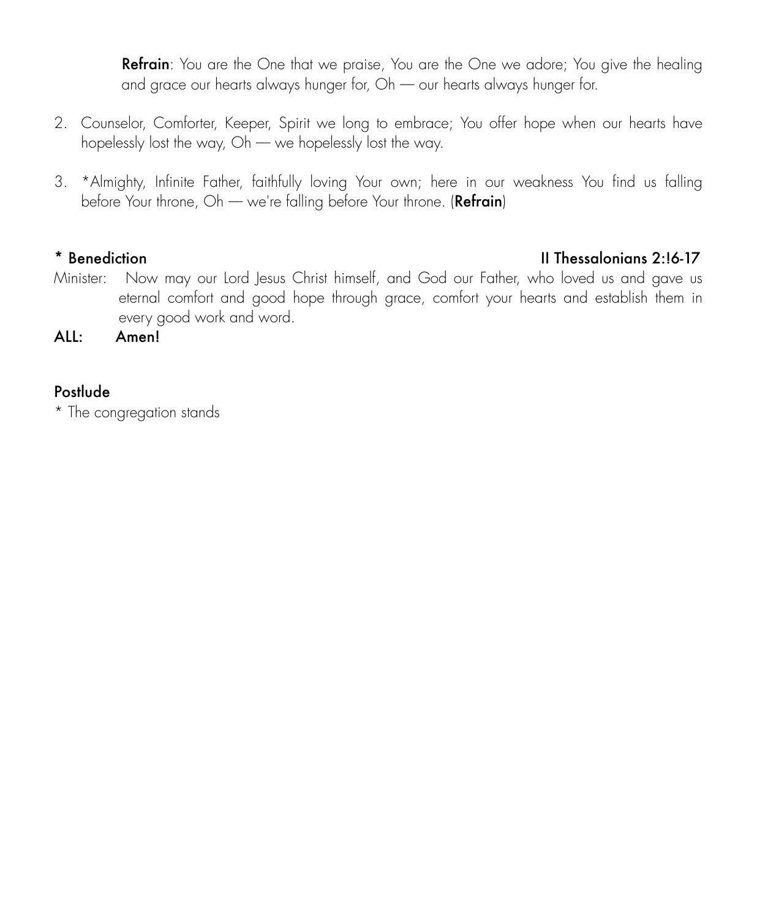**Refrain**: You are the One that we praise, You are the One we adore; You give the healing and grace our hearts always hunger for, Oh — our hearts always hunger for.

2. Counselor, Comforter, Keeper, Spirit we long to embrace; You offer hope when our hearts have hopelessly lost the way, Oh — we hopelessly lost the way.

3. *Almighty, Infinite Father, faithfully loving Your own; here in our weakness You find us falling before Your throne, Oh — we're falling before Your throne. (**Refrain**)

**\* Benediction** **II Thessalonians 2:16-17**

Minister: Now may our Lord Jesus Christ himself, and God our Father, who loved us and gave us eternal comfort and good hope through grace, comfort your hearts and establish them in every good work and word.

**ALL: Amen!**

**Postlude**

\* The congregation stands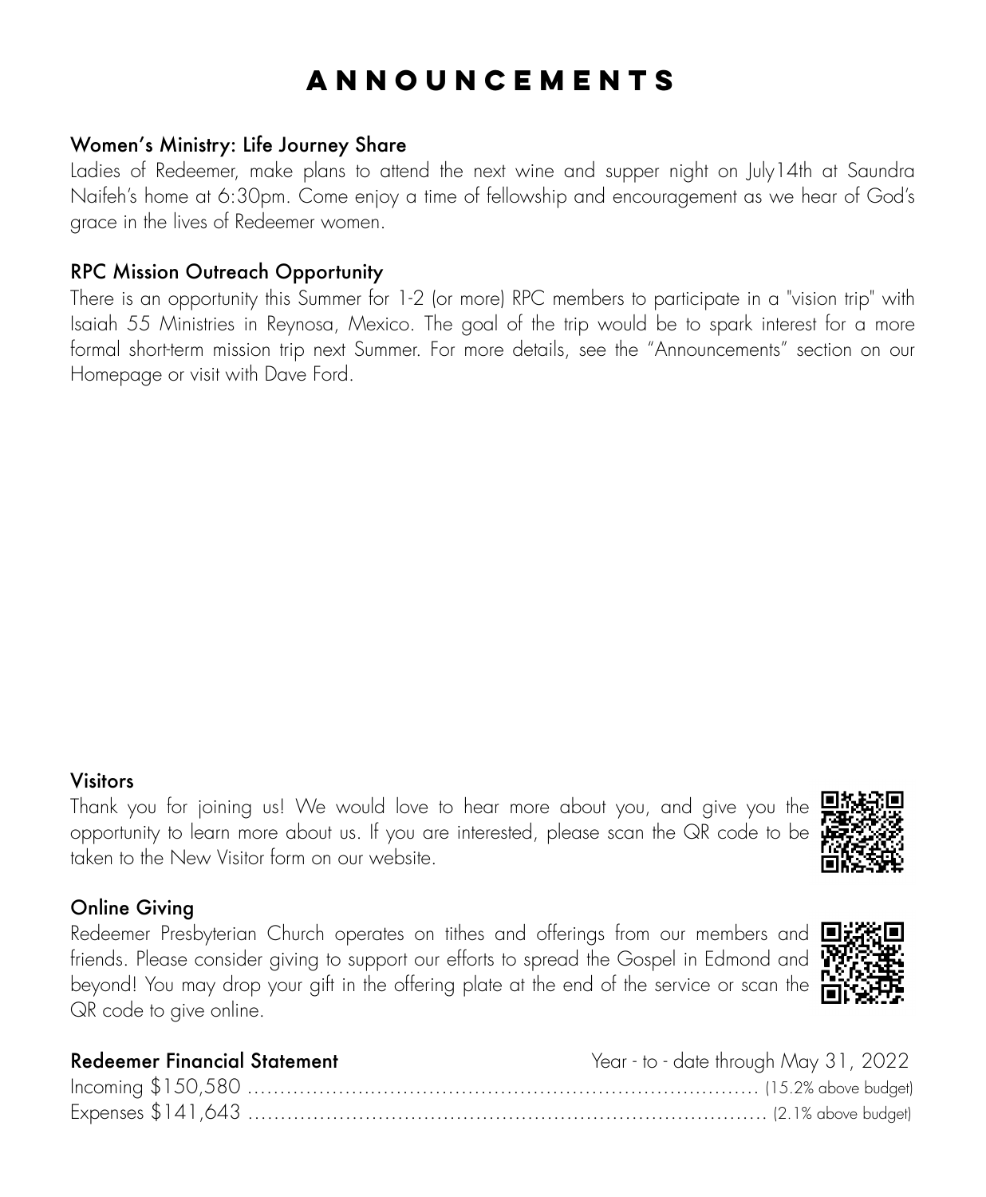# ANNOUNCEMENTS

## Women's Ministry: Life Journey Share

Ladies of Redeemer, make plans to attend the next wine and supper night on July14th at Saundra Naifeh's home at 6:30pm. Come enjoy a time of fellowship and encouragement as we hear of God's grace in the lives of Redeemer women.

## RPC Mission Outreach Opportunity

There is an opportunity this Summer for 1-2 (or more) RPC members to participate in a "vision trip" with Isaiah 55 Ministries in Reynosa, Mexico. The goal of the trip would be to spark interest for a more formal short-term mission trip next Summer. For more details, see the "Announcements" section on our Homepage or visit with Dave Ford.

## Visitors

Thank you for joining us! We would love to hear more about you, and give you the opportunity to learn more about us. If you are interested, please scan the QR code to be taken to the New Visitor form on our website.

## Online Giving

Redeemer Presbyterian Church operates on tithes and offerings from our members and friends. Please consider giving to support our efforts to spread the Gospel in Edmond and beyond! You may drop your gift in the offering plate at the end of the service or scan the QR code to give online.

## Redeemer Financial Statement

Year - to - date through May 31, 2022

Incoming $150,580 ........ (15.2% above budget)

Expenses $141,643 ........ (2.1% above budget)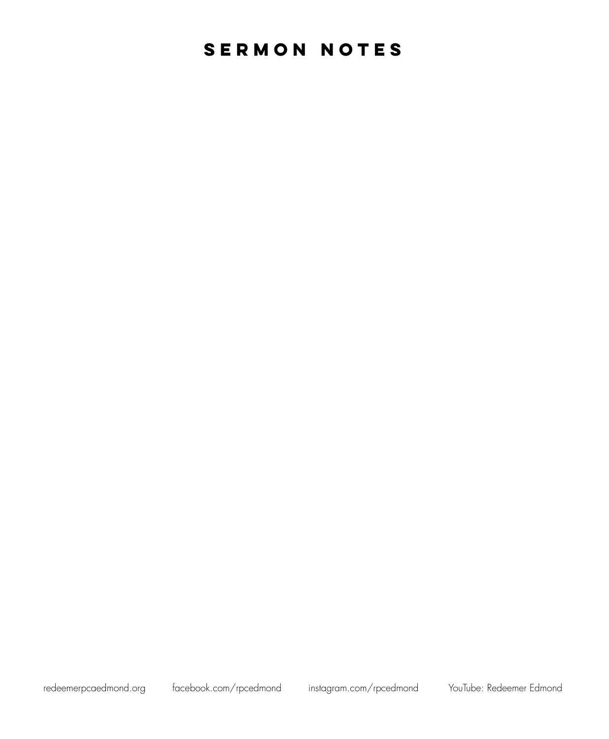# SERMON NOTES

redeemerpcaedmond.org facebook.com/rpcedmond instagram.com/rpcedmond YouTube: Redeemer Edmond